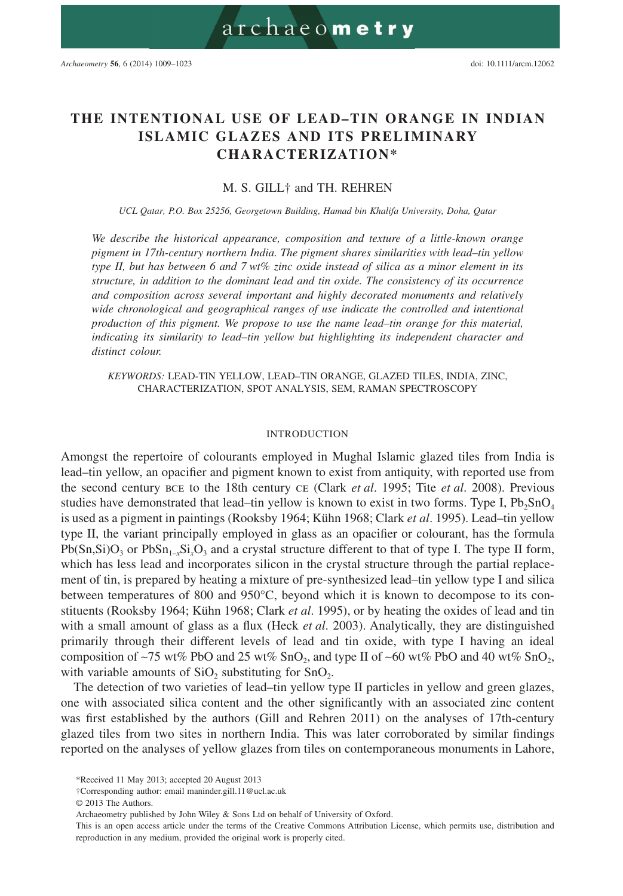# THE INTENTIONAL USE OF LEAD–TIN ORANGE IN INDIAN ISLAMIC GLAZES AND ITS PRELIMINARY CHARACTERIZATION*

M. S. GILL† and TH. REHREN

*UCL Qatar, P.O. Box 25256, Georgetown Building, Hamad bin Khalifa University, Doha, Qatar*

*We describe the historical appearance, composition and texture of a little-known orange pigment in 17th-century northern India. The pigment shares similarities with lead–tin yellow type II, but has between 6 and 7 wt% zinc oxide instead of silica as a minor element in its structure, in addition to the dominant lead and tin oxide. The consistency of its occurrence and composition across several important and highly decorated monuments and relatively wide chronological and geographical ranges of use indicate the controlled and intentional production of this pigment. We propose to use the name lead–tin orange for this material, indicating its similarity to lead–tin yellow but highlighting its independent character and distinct colour.*

*KEYWORDS:* LEAD-TIN YELLOW, LEAD–TIN ORANGE, GLAZED TILES, INDIA, ZINC, CHARACTERIZATION, SPOT ANALYSIS, SEM, RAMAN SPECTROSCOPY

## INTRODUCTION

Amongst the repertoire of colourants employed in Mughal Islamic glazed tiles from India is lead–tin yellow, an opacifier and pigment known to exist from antiquity, with reported use from the second century BCE to the 18th century CE (Clark *et al*. 1995; Tite *et al*. 2008). Previous studies have demonstrated that lead–tin yellow is known to exist in two forms. Type I, $Pb_2SnO_4$ is used as a pigment in paintings (Rooksby 1964; Kühn 1968; Clark *et al*. 1995). Lead–tin yellow type II, the variant principally employed in glass as an opacifier or colourant, has the formula $Pb(Sn,Si)O_3$ or $PbSn_{1-x}Si_xO_3$ and a crystal structure different to that of type I. The type II form, which has less lead and incorporates silicon in the crystal structure through the partial replacement of tin, is prepared by heating a mixture of pre-synthesized lead–tin yellow type I and silica between temperatures of 800 and 950°C, beyond which it is known to decompose to its constituents (Rooksby 1964; Kühn 1968; Clark *et al*. 1995), or by heating the oxides of lead and tin with a small amount of glass as a flux (Heck *et al*. 2003). Analytically, they are distinguished primarily through their different levels of lead and tin oxide, with type I having an ideal composition of ~75 wt% PbO and 25 wt% $SnO_2$, and type II of ~60 wt% PbO and 40 wt% $SnO_2$, with variable amounts of $SiO_2$ substituting for $SnO_2$.

The detection of two varieties of lead–tin yellow type II particles in yellow and green glazes, one with associated silica content and the other significantly with an associated zinc content was first established by the authors (Gill and Rehren 2011) on the analyses of 17th-century glazed tiles from two sites in northern India. This was later corroborated by similar findings reported on the analyses of yellow glazes from tiles on contemporaneous monuments in Lahore,

*Received 11 May 2013; accepted 20 August 2013

†Corresponding author: email maninder.gill.11@ucl.ac.uk

© 2013 The Authors.

Archaeometry published by John Wiley & Sons Ltd on behalf of University of Oxford.

This is an open access article under the terms of the Creative Commons Attribution License, which permits use, distribution and reproduction in any medium, provided the original work is properly cited.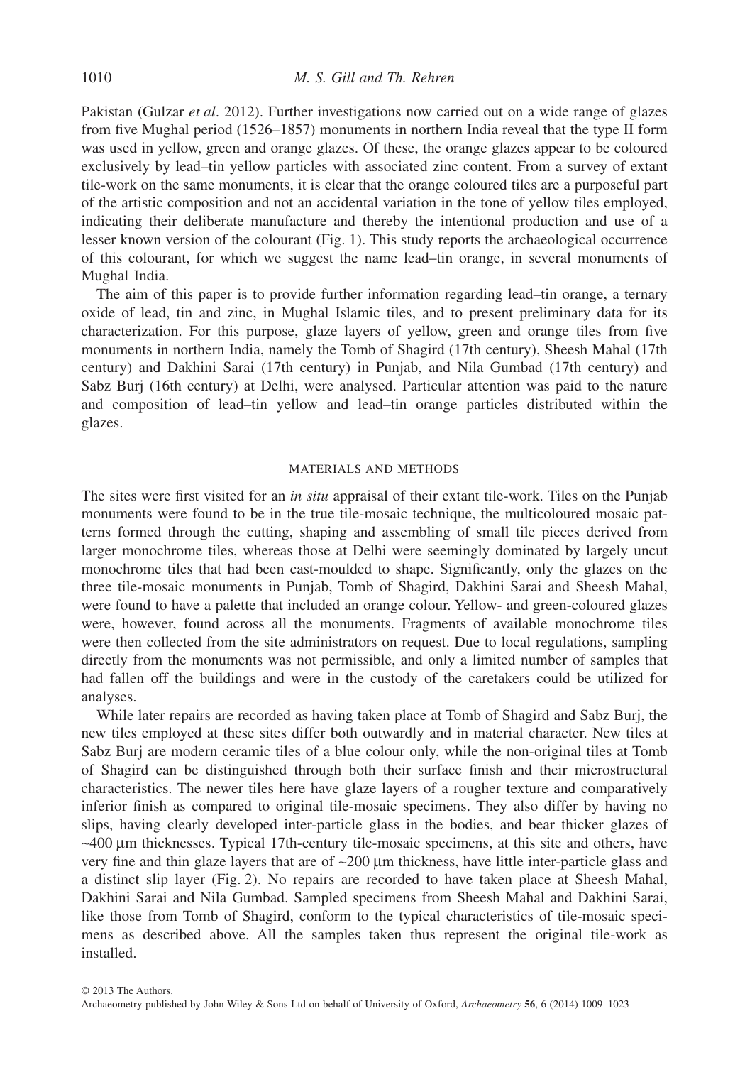Pakistan (Gulzar *et al*. 2012). Further investigations now carried out on a wide range of glazes from five Mughal period (1526–1857) monuments in northern India reveal that the type II form was used in yellow, green and orange glazes. Of these, the orange glazes appear to be coloured exclusively by lead–tin yellow particles with associated zinc content. From a survey of extant tile-work on the same monuments, it is clear that the orange coloured tiles are a purposeful part of the artistic composition and not an accidental variation in the tone of yellow tiles employed, indicating their deliberate manufacture and thereby the intentional production and use of a lesser known version of the colourant (Fig. 1). This study reports the archaeological occurrence of this colourant, for which we suggest the name lead–tin orange, in several monuments of Mughal India.

The aim of this paper is to provide further information regarding lead–tin orange, a ternary oxide of lead, tin and zinc, in Mughal Islamic tiles, and to present preliminary data for its characterization. For this purpose, glaze layers of yellow, green and orange tiles from five monuments in northern India, namely the Tomb of Shagird (17th century), Sheesh Mahal (17th century) and Dakhini Sarai (17th century) in Punjab, and Nila Gumbad (17th century) and Sabz Burj (16th century) at Delhi, were analysed. Particular attention was paid to the nature and composition of lead–tin yellow and lead–tin orange particles distributed within the glazes.

## MATERIALS AND METHODS

The sites were first visited for an *in situ* appraisal of their extant tile-work. Tiles on the Punjab monuments were found to be in the true tile-mosaic technique, the multicoloured mosaic patterns formed through the cutting, shaping and assembling of small tile pieces derived from larger monochrome tiles, whereas those at Delhi were seemingly dominated by largely uncut monochrome tiles that had been cast-moulded to shape. Significantly, only the glazes on the three tile-mosaic monuments in Punjab, Tomb of Shagird, Dakhini Sarai and Sheesh Mahal, were found to have a palette that included an orange colour. Yellow- and green-coloured glazes were, however, found across all the monuments. Fragments of available monochrome tiles were then collected from the site administrators on request. Due to local regulations, sampling directly from the monuments was not permissible, and only a limited number of samples that had fallen off the buildings and were in the custody of the caretakers could be utilized for analyses.

While later repairs are recorded as having taken place at Tomb of Shagird and Sabz Burj, the new tiles employed at these sites differ both outwardly and in material character. New tiles at Sabz Burj are modern ceramic tiles of a blue colour only, while the non-original tiles at Tomb of Shagird can be distinguished through both their surface finish and their microstructural characteristics. The newer tiles here have glaze layers of a rougher texture and comparatively inferior finish as compared to original tile-mosaic specimens. They also differ by having no slips, having clearly developed inter-particle glass in the bodies, and bear thicker glazes of ~400 µm thicknesses. Typical 17th-century tile-mosaic specimens, at this site and others, have very fine and thin glaze layers that are of ~200 µm thickness, have little inter-particle glass and a distinct slip layer (Fig. 2). No repairs are recorded to have taken place at Sheesh Mahal, Dakhini Sarai and Nila Gumbad. Sampled specimens from Sheesh Mahal and Dakhini Sarai, like those from Tomb of Shagird, conform to the typical characteristics of tile-mosaic specimens as described above. All the samples taken thus represent the original tile-work as installed.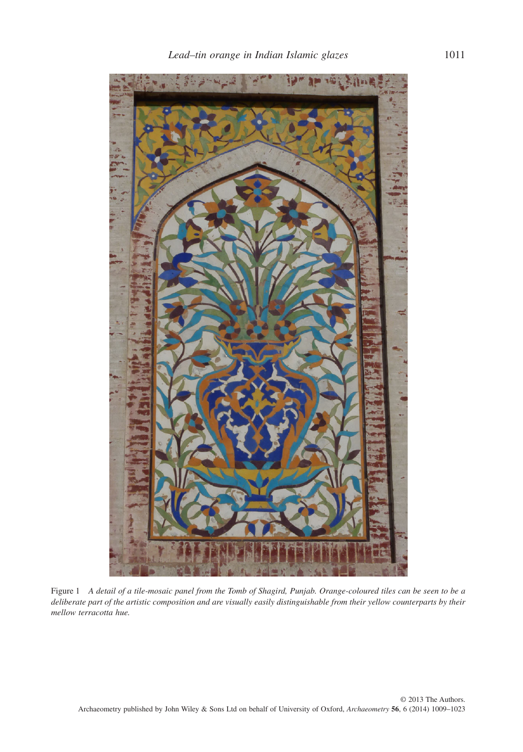Figure 1 *A detail of a tile-mosaic panel from the Tomb of Shagird, Punjab. Orange-coloured tiles can be seen to be a deliberate part of the artistic composition and are visually easily distinguishable from their yellow counterparts by their mellow terracotta hue.*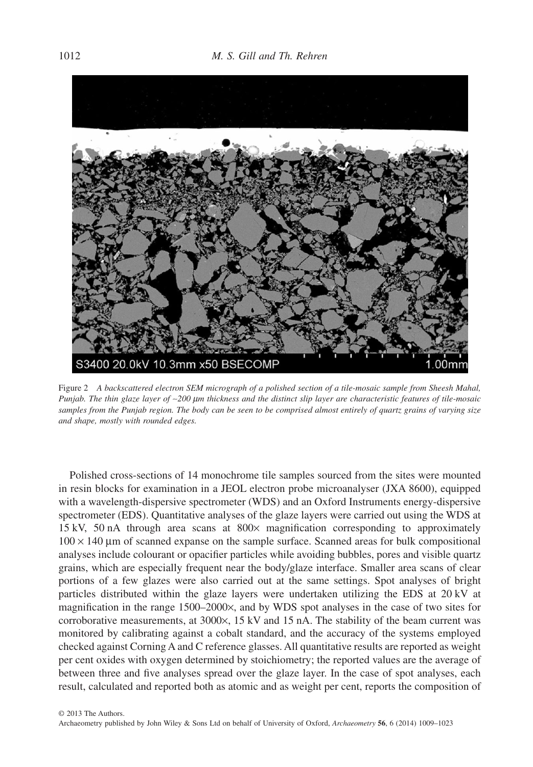Figure 2 *A backscattered electron SEM micrograph of a polished section of a tile-mosaic sample from Sheesh Mahal, Punjab. The thin glaze layer of ~200 μm thickness and the distinct slip layer are characteristic features of tile-mosaic samples from the Punjab region. The body can be seen to be comprised almost entirely of quartz grains of varying size and shape, mostly with rounded edges.*

Polished cross-sections of 14 monochrome tile samples sourced from the sites were mounted in resin blocks for examination in a JEOL electron probe microanalyser (JXA 8600), equipped with a wavelength-dispersive spectrometer (WDS) and an Oxford Instruments energy-dispersive spectrometer (EDS). Quantitative analyses of the glaze layers were carried out using the WDS at 15 kV, 50 nA through area scans at 800× magnification corresponding to approximately $100 \times 140$ μm of scanned expanse on the sample surface. Scanned areas for bulk compositional analyses include colourant or opacifier particles while avoiding bubbles, pores and visible quartz grains, which are especially frequent near the body/glaze interface. Smaller area scans of clear portions of a few glazes were also carried out at the same settings. Spot analyses of bright particles distributed within the glaze layers were undertaken utilizing the EDS at 20 kV at magnification in the range 1500–2000×, and by WDS spot analyses in the case of two sites for corroborative measurements, at 3000×, 15 kV and 15 nA. The stability of the beam current was monitored by calibrating against a cobalt standard, and the accuracy of the systems employed checked against Corning A and C reference glasses. All quantitative results are reported as weight per cent oxides with oxygen determined by stoichiometry; the reported values are the average of between three and five analyses spread over the glaze layer. In the case of spot analyses, each result, calculated and reported both as atomic and as weight per cent, reports the composition of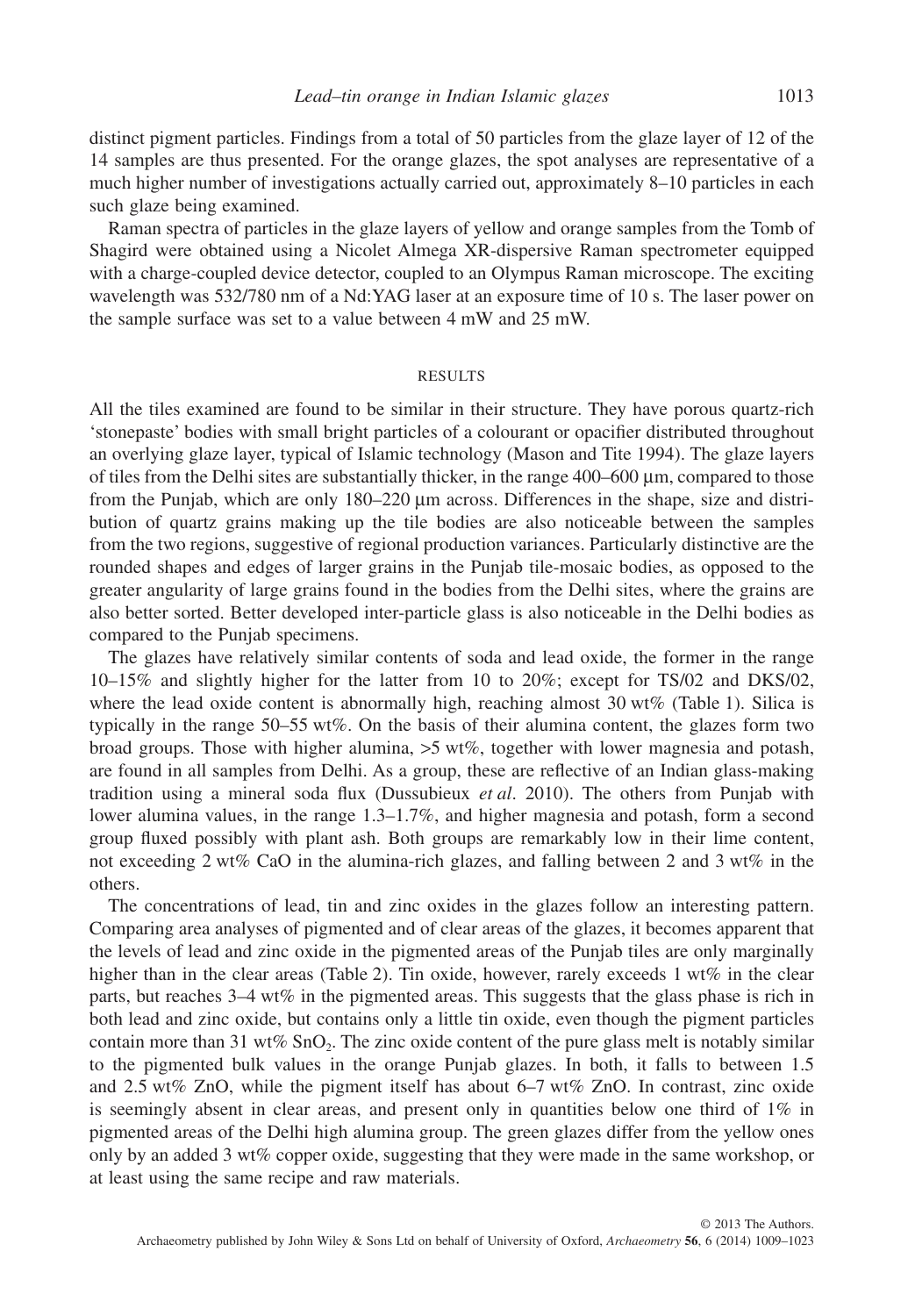distinct pigment particles. Findings from a total of 50 particles from the glaze layer of 12 of the 14 samples are thus presented. For the orange glazes, the spot analyses are representative of a much higher number of investigations actually carried out, approximately 8–10 particles in each such glaze being examined.

Raman spectra of particles in the glaze layers of yellow and orange samples from the Tomb of Shagird were obtained using a Nicolet Almega XR-dispersive Raman spectrometer equipped with a charge-coupled device detector, coupled to an Olympus Raman microscope. The exciting wavelength was 532/780 nm of a Nd:YAG laser at an exposure time of 10 s. The laser power on the sample surface was set to a value between 4 mW and 25 mW.

## RESULTS

All the tiles examined are found to be similar in their structure. They have porous quartz-rich 'stonepaste' bodies with small bright particles of a colourant or opacifier distributed throughout an overlying glaze layer, typical of Islamic technology (Mason and Tite 1994). The glaze layers of tiles from the Delhi sites are substantially thicker, in the range 400–600 μm, compared to those from the Punjab, which are only 180–220 μm across. Differences in the shape, size and distribution of quartz grains making up the tile bodies are also noticeable between the samples from the two regions, suggestive of regional production variances. Particularly distinctive are the rounded shapes and edges of larger grains in the Punjab tile-mosaic bodies, as opposed to the greater angularity of large grains found in the bodies from the Delhi sites, where the grains are also better sorted. Better developed inter-particle glass is also noticeable in the Delhi bodies as compared to the Punjab specimens.

The glazes have relatively similar contents of soda and lead oxide, the former in the range 10–15% and slightly higher for the latter from 10 to 20%; except for TS/02 and DKS/02, where the lead oxide content is abnormally high, reaching almost 30 wt% (Table 1). Silica is typically in the range 50–55 wt%. On the basis of their alumina content, the glazes form two broad groups. Those with higher alumina, >5 wt%, together with lower magnesia and potash, are found in all samples from Delhi. As a group, these are reflective of an Indian glass-making tradition using a mineral soda flux (Dussubieux *et al*. 2010). The others from Punjab with lower alumina values, in the range 1.3–1.7%, and higher magnesia and potash, form a second group fluxed possibly with plant ash. Both groups are remarkably low in their lime content, not exceeding 2 wt% CaO in the alumina-rich glazes, and falling between 2 and 3 wt% in the others.

The concentrations of lead, tin and zinc oxides in the glazes follow an interesting pattern. Comparing area analyses of pigmented and of clear areas of the glazes, it becomes apparent that the levels of lead and zinc oxide in the pigmented areas of the Punjab tiles are only marginally higher than in the clear areas (Table 2). Tin oxide, however, rarely exceeds 1 wt% in the clear parts, but reaches 3–4 wt% in the pigmented areas. This suggests that the glass phase is rich in both lead and zinc oxide, but contains only a little tin oxide, even though the pigment particles contain more than 31 wt% $SnO_2$. The zinc oxide content of the pure glass melt is notably similar to the pigmented bulk values in the orange Punjab glazes. In both, it falls to between 1.5 and 2.5 wt% ZnO, while the pigment itself has about 6–7 wt% ZnO. In contrast, zinc oxide is seemingly absent in clear areas, and present only in quantities below one third of 1% in pigmented areas of the Delhi high alumina group. The green glazes differ from the yellow ones only by an added 3 wt% copper oxide, suggesting that they were made in the same workshop, or at least using the same recipe and raw materials.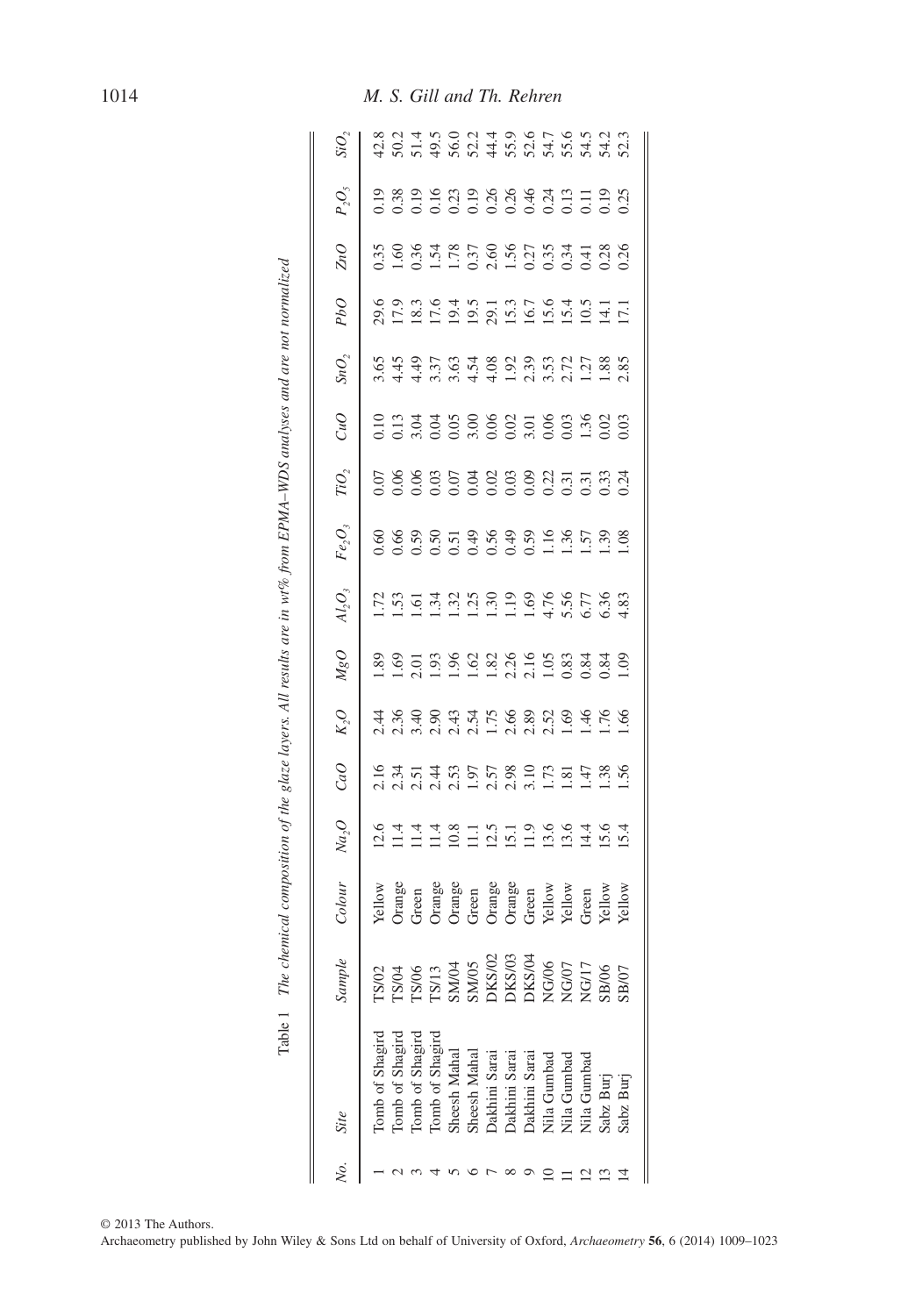Table 1 The chemical composition of the glaze layers. All results are in wt% from EPMA–WDS analyses and are not normalized

| No. | Site | Sample | Colour | $Na_2O$ | $CaO$ | $K_2O$ | $MgO$ | $Al_2O_3$ | $Fe_2O_3$ | $TiO_2$ | $CuO$ | $SnO_2$ | $PbO$ | $ZnO$ | $P_2O_5$ | $SiO_2$ |
|---|---|---|---|---|---|---|---|---|---|---|---|---|---|---|---|---|
| 1 | Tomb of Shagird | TS/02 | Yellow | 12.6 | 2.16 | 2.44 | 1.89 | 1.72 | 0.60 | 0.07 | 0.10 | 3.65 | 29.6 | 0.35 | 0.19 | 42.8 |
| 2 | Tomb of Shagird | TS/04 | Orange | 11.4 | 2.34 | 2.36 | 1.69 | 1.53 | 0.66 | 0.06 | 0.13 | 4.45 | 17.9 | 1.60 | 0.38 | 50.2 |
| 3 | Tomb of Shagird | TS/06 | Green | 11.4 | 2.51 | 3.40 | 2.01 | 1.61 | 0.59 | 0.06 | 3.04 | 4.49 | 18.3 | 0.36 | 0.19 | 51.4 |
| 4 | Tomb of Shagird | TS/13 | Orange | 11.4 | 2.44 | 2.90 | 1.93 | 1.34 | 0.50 | 0.03 | 0.04 | 3.37 | 17.6 | 1.54 | 0.16 | 49.5 |
| 5 | Sheesh Mahal | SM/04 | Orange | 10.8 | 2.53 | 2.43 | 1.96 | 1.32 | 0.51 | 0.07 | 0.05 | 3.63 | 19.4 | 1.78 | 0.23 | 56.0 |
| 6 | Sheesh Mahal | SM/05 | Green | 11.1 | 1.97 | 2.54 | 1.62 | 1.25 | 0.49 | 0.04 | 3.00 | 4.54 | 19.5 | 0.37 | 0.19 | 52.2 |
| 7 | Dakhini Sarai | DKS/02 | Orange | 12.5 | 2.57 | 1.75 | 1.82 | 1.30 | 0.56 | 0.02 | 0.06 | 4.08 | 29.1 | 2.60 | 0.26 | 44.4 |
| 8 | Dakhini Sarai | DKS/03 | Orange | 15.1 | 2.98 | 2.66 | 2.26 | 1.19 | 0.49 | 0.03 | 0.02 | 1.92 | 15.3 | 1.56 | 0.26 | 55.9 |
| 9 | Dakhini Sarai | DKS/04 | Green | 11.9 | 3.10 | 2.89 | 2.16 | 1.69 | 0.59 | 0.09 | 3.01 | 2.39 | 16.7 | 0.27 | 0.46 | 52.6 |
| 10 | Nila Gumbad | NG/06 | Yellow | 13.6 | 1.73 | 2.52 | 1.05 | 4.76 | 1.16 | 0.22 | 0.06 | 3.53 | 15.6 | 0.35 | 0.24 | 54.7 |
| 11 | Nila Gumbad | NG/07 | Yellow | 13.6 | 1.81 | 1.69 | 0.83 | 5.56 | 1.36 | 0.31 | 0.03 | 2.72 | 15.4 | 0.34 | 0.13 | 55.6 |
| 12 | Nila Gumbad | NG/17 | Green | 14.4 | 1.47 | 1.46 | 0.84 | 6.77 | 1.57 | 0.31 | 1.36 | 1.27 | 10.5 | 0.41 | 0.11 | 54.5 |
| 13 | Sabz Burj | SB/06 | Yellow | 15.6 | 1.38 | 1.76 | 0.84 | 6.36 | 1.39 | 0.33 | 0.02 | 1.88 | 14.1 | 0.28 | 0.19 | 54.2 |
| 14 | Sabz Burj | SB/07 | Yellow | 15.4 | 1.56 | 1.66 | 1.09 | 4.83 | 1.08 | 0.24 | 0.03 | 2.85 | 17.1 | 0.26 | 0.25 | 52.3 |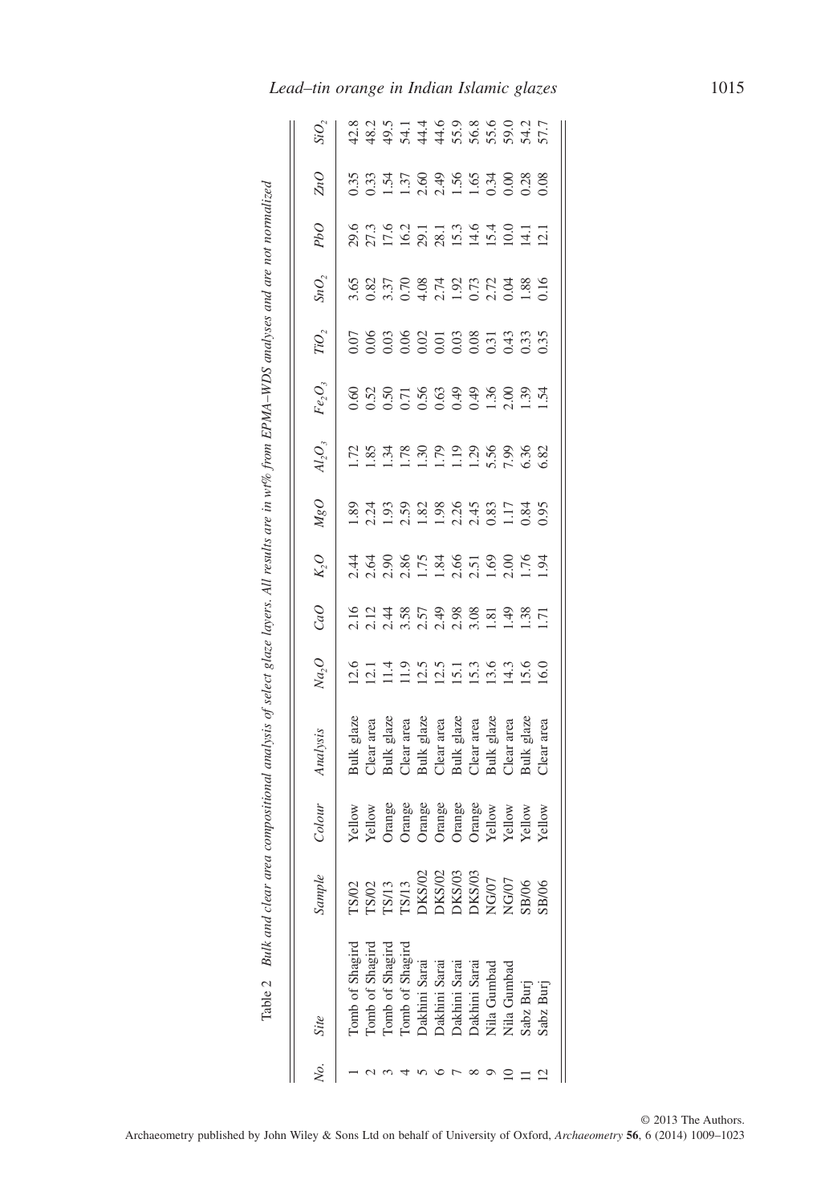Table 2 Bulk and clear area compositional analysis of select glaze layers. All results are in wt% from EPMA–WDS analyses and are not normalized

| No. | Site | Sample | Colour | Analysis | $Na_2O$ | $CaO$ | $K_2O$ | $MgO$ | $Al_2O_3$ | $Fe_2O_3$ | $TiO_2$ | $SnO_2$ | $PbO$ | $ZnO$ | $SiO_2$ |
|---|---|---|---|---|---|---|---|---|---|---|---|---|---|---|---|
| 1 | Tomb of Shagird | TS/02 | Yellow | Bulk glaze | 12.6 | 2.16 | 2.44 | 1.89 | 1.72 | 0.60 | 0.07 | 3.65 | 29.6 | 0.35 | 42.8 |
| 2 | Tomb of Shagird | TS/02 | Yellow | Clear area | 12.1 | 2.12 | 2.64 | 2.24 | 1.85 | 0.52 | 0.06 | 0.82 | 27.3 | 0.33 | 48.2 |
| 3 | Tomb of Shagird | TS/13 | Orange | Bulk glaze | 11.4 | 2.44 | 2.90 | 1.93 | 1.34 | 0.50 | 0.03 | 3.37 | 17.6 | 1.54 | 49.5 |
| 4 | Tomb of Shagird | TS/13 | Orange | Clear area | 11.9 | 3.58 | 2.86 | 2.59 | 1.78 | 0.71 | 0.06 | 0.70 | 16.2 | 1.37 | 54.1 |
| 5 | Dakhini Sarai | DKS/02 | Orange | Bulk glaze | 12.5 | 2.57 | 1.75 | 1.82 | 1.30 | 0.56 | 0.02 | 4.08 | 29.1 | 2.60 | 44.4 |
| 6 | Dakhini Sarai | DKS/02 | Orange | Clear area | 12.5 | 2.49 | 1.84 | 1.98 | 1.79 | 0.63 | 0.01 | 2.74 | 28.1 | 2.49 | 44.6 |
| 7 | Dakhini Sarai | DKS/03 | Orange | Bulk glaze | 15.1 | 2.98 | 2.66 | 2.26 | 1.19 | 0.49 | 0.03 | 1.92 | 15.3 | 1.56 | 55.9 |
| 8 | Dakhini Sarai | DKS/03 | Orange | Clear area | 15.3 | 3.08 | 2.51 | 2.45 | 1.29 | 0.49 | 0.08 | 0.73 | 14.6 | 1.65 | 56.8 |
| 9 | Nila Gumbad | NG/07 | Yellow | Bulk glaze | 13.6 | 1.81 | 1.69 | 0.83 | 5.56 | 1.36 | 0.31 | 2.72 | 15.4 | 0.34 | 55.6 |
| 10 | Nila Gumbad | NG/07 | Yellow | Clear area | 14.3 | 1.49 | 2.00 | 1.17 | 7.99 | 2.00 | 0.43 | 0.04 | 10.0 | 0.00 | 59.0 |
| 11 | Sabz Burj | SB/06 | Yellow | Bulk glaze | 15.6 | 1.38 | 1.76 | 0.84 | 6.36 | 1.39 | 0.33 | 1.88 | 14.1 | 0.28 | 54.2 |
| 12 | Sabz Burj | SB/06 | Yellow | Clear area | 16.0 | 1.71 | 1.94 | 0.95 | 6.82 | 1.54 | 0.35 | 0.16 | 12.1 | 0.08 | 57.7 |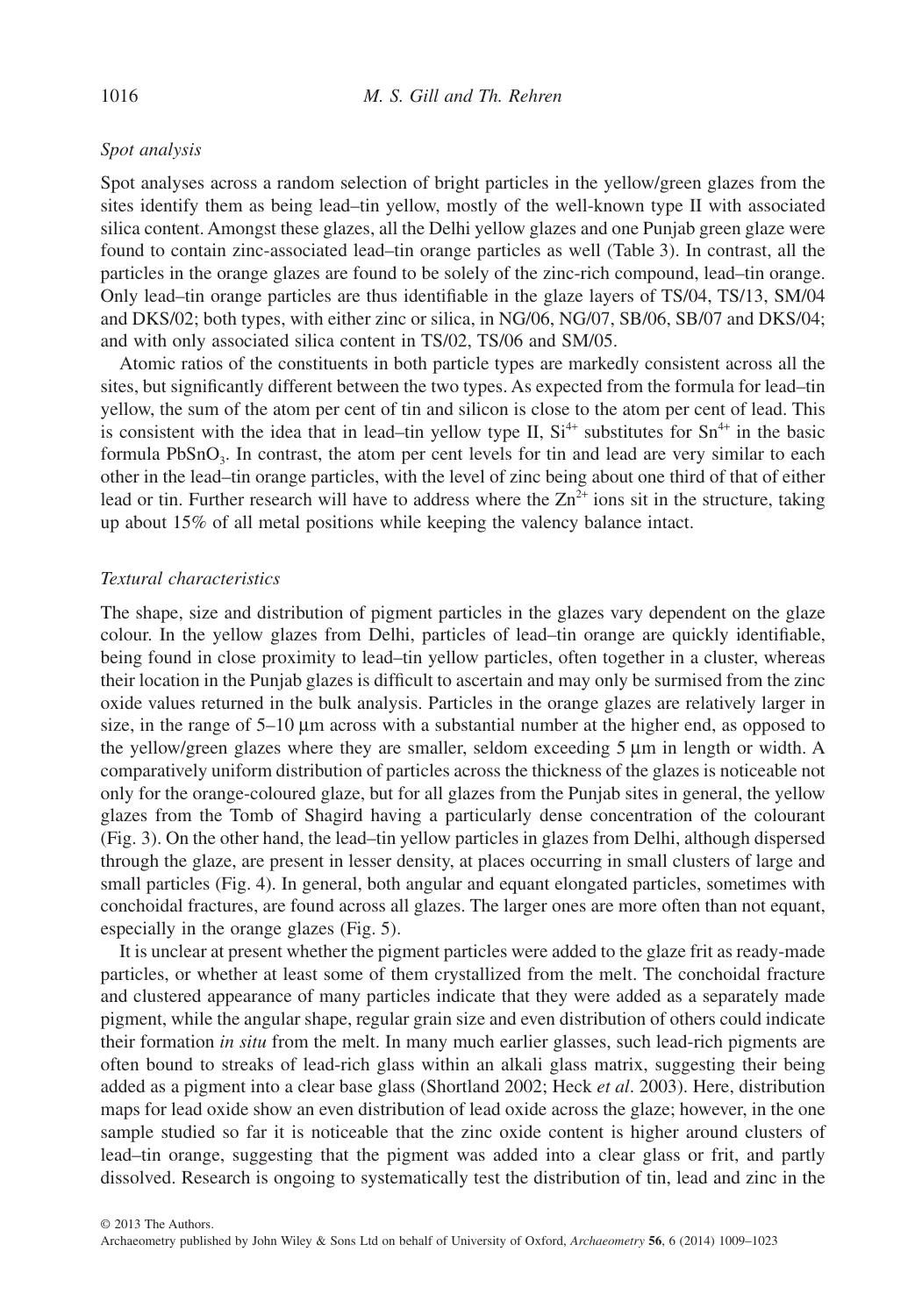### *Spot analysis*

Spot analyses across a random selection of bright particles in the yellow/green glazes from the sites identify them as being lead–tin yellow, mostly of the well-known type II with associated silica content. Amongst these glazes, all the Delhi yellow glazes and one Punjab green glaze were found to contain zinc-associated lead–tin orange particles as well (Table 3). In contrast, all the particles in the orange glazes are found to be solely of the zinc-rich compound, lead–tin orange. Only lead–tin orange particles are thus identifiable in the glaze layers of TS/04, TS/13, SM/04 and DKS/02; both types, with either zinc or silica, in NG/06, NG/07, SB/06, SB/07 and DKS/04; and with only associated silica content in TS/02, TS/06 and SM/05.

Atomic ratios of the constituents in both particle types are markedly consistent across all the sites, but significantly different between the two types. As expected from the formula for lead–tin yellow, the sum of the atom per cent of tin and silicon is close to the atom per cent of lead. This is consistent with the idea that in lead–tin yellow type II, $Si^{4+}$ substitutes for $Sn^{4+}$ in the basic formula $PbSnO_3$. In contrast, the atom per cent levels for tin and lead are very similar to each other in the lead–tin orange particles, with the level of zinc being about one third of that of either lead or tin. Further research will have to address where the $Zn^{2+}$ ions sit in the structure, taking up about 15% of all metal positions while keeping the valency balance intact.

### *Textural characteristics*

The shape, size and distribution of pigment particles in the glazes vary dependent on the glaze colour. In the yellow glazes from Delhi, particles of lead–tin orange are quickly identifiable, being found in close proximity to lead–tin yellow particles, often together in a cluster, whereas their location in the Punjab glazes is difficult to ascertain and may only be surmised from the zinc oxide values returned in the bulk analysis. Particles in the orange glazes are relatively larger in size, in the range of 5–10 µm across with a substantial number at the higher end, as opposed to the yellow/green glazes where they are smaller, seldom exceeding 5 µm in length or width. A comparatively uniform distribution of particles across the thickness of the glazes is noticeable not only for the orange-coloured glaze, but for all glazes from the Punjab sites in general, the yellow glazes from the Tomb of Shagird having a particularly dense concentration of the colourant (Fig. 3). On the other hand, the lead–tin yellow particles in glazes from Delhi, although dispersed through the glaze, are present in lesser density, at places occurring in small clusters of large and small particles (Fig. 4). In general, both angular and equant elongated particles, sometimes with conchoidal fractures, are found across all glazes. The larger ones are more often than not equant, especially in the orange glazes (Fig. 5).

It is unclear at present whether the pigment particles were added to the glaze frit as ready-made particles, or whether at least some of them crystallized from the melt. The conchoidal fracture and clustered appearance of many particles indicate that they were added as a separately made pigment, while the angular shape, regular grain size and even distribution of others could indicate their formation *in situ* from the melt. In many much earlier glasses, such lead-rich pigments are often bound to streaks of lead-rich glass within an alkali glass matrix, suggesting their being added as a pigment into a clear base glass (Shortland 2002; Heck *et al*. 2003). Here, distribution maps for lead oxide show an even distribution of lead oxide across the glaze; however, in the one sample studied so far it is noticeable that the zinc oxide content is higher around clusters of lead–tin orange, suggesting that the pigment was added into a clear glass or frit, and partly dissolved. Research is ongoing to systematically test the distribution of tin, lead and zinc in the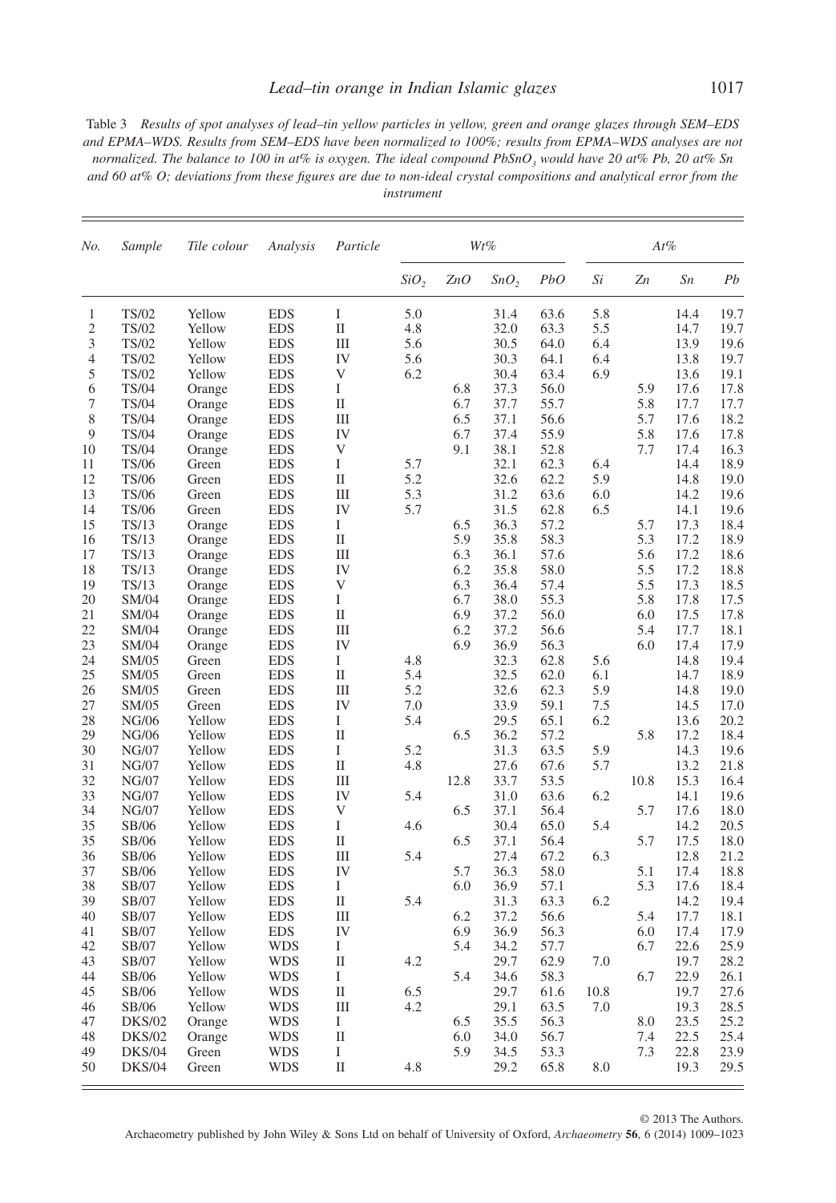Table 3 *Results of spot analyses of lead–tin yellow particles in yellow, green and orange glazes through SEM–EDS and EPMA–WDS. Results from SEM–EDS have been normalized to 100%; results from EPMA–WDS analyses are not normalized. The balance to 100 in at% is oxygen. The ideal compound $PbSnO_3$ would have 20 at% Pb, 20 at% Sn and 60 at% O; deviations from these figures are due to non-ideal crystal compositions and analytical error from the instrument*

| No. | Sample | Tile colour | Analysis | Particle | Wt% | | | | At% | | | |
|---|---|---|---|---|---|---|---|---|---|---|---|---|
| | | | | | $SiO_2$ | ZnO | $SnO_2$ | PbO | Si | Zn | Sn | Pb |
| 1 | TS/02 | Yellow | EDS | I | 5.0 | | 31.4 | 63.6 | 5.8 | | 14.4 | 19.7 |
| 2 | TS/02 | Yellow | EDS | II | 4.8 | | 32.0 | 63.3 | 5.5 | | 14.7 | 19.7 |
| 3 | TS/02 | Yellow | EDS | III | 5.6 | | 30.5 | 64.0 | 6.4 | | 13.9 | 19.6 |
| 4 | TS/02 | Yellow | EDS | IV | 5.6 | | 30.3 | 64.1 | 6.4 | | 13.8 | 19.7 |
| 5 | TS/02 | Yellow | EDS | V | 6.2 | | 30.4 | 63.4 | 6.9 | | 13.6 | 19.1 |
| 6 | TS/04 | Orange | EDS | I | | 6.8 | 37.3 | 56.0 | | 5.9 | 17.6 | 17.8 |
| 7 | TS/04 | Orange | EDS | II | | 6.7 | 37.7 | 55.7 | | 5.8 | 17.7 | 17.7 |
| 8 | TS/04 | Orange | EDS | III | | 6.5 | 37.1 | 56.6 | | 5.7 | 17.6 | 18.2 |
| 9 | TS/04 | Orange | EDS | IV | | 6.7 | 37.4 | 55.9 | | 5.8 | 17.6 | 17.8 |
| 10 | TS/04 | Orange | EDS | V | | 9.1 | 38.1 | 52.8 | | 7.7 | 17.4 | 16.3 |
| 11 | TS/06 | Green | EDS | I | 5.7 | | 32.1 | 62.3 | 6.4 | | 14.4 | 18.9 |
| 12 | TS/06 | Green | EDS | II | 5.2 | | 32.6 | 62.2 | 5.9 | | 14.8 | 19.0 |
| 13 | TS/06 | Green | EDS | III | 5.3 | | 31.2 | 63.6 | 6.0 | | 14.2 | 19.6 |
| 14 | TS/06 | Green | EDS | IV | 5.7 | | 31.5 | 62.8 | 6.5 | | 14.1 | 19.6 |
| 15 | TS/13 | Orange | EDS | I | | 6.5 | 36.3 | 57.2 | | 5.7 | 17.3 | 18.4 |
| 16 | TS/13 | Orange | EDS | II | | 5.9 | 35.8 | 58.3 | | 5.3 | 17.2 | 18.9 |
| 17 | TS/13 | Orange | EDS | III | | 6.3 | 36.1 | 57.6 | | 5.6 | 17.2 | 18.6 |
| 18 | TS/13 | Orange | EDS | IV | | 6.2 | 35.8 | 58.0 | | 5.5 | 17.2 | 18.8 |
| 19 | TS/13 | Orange | EDS | V | | 6.3 | 36.4 | 57.4 | | 5.5 | 17.3 | 18.5 |
| 20 | SM/04 | Orange | EDS | I | | 6.7 | 38.0 | 55.3 | | 5.8 | 17.8 | 17.5 |
| 21 | SM/04 | Orange | EDS | II | | 6.9 | 37.2 | 56.0 | | 6.0 | 17.5 | 17.8 |
| 22 | SM/04 | Orange | EDS | III | | 6.2 | 37.2 | 56.6 | | 5.4 | 17.7 | 18.1 |
| 23 | SM/04 | Orange | EDS | IV | | 6.9 | 36.9 | 56.3 | | 6.0 | 17.4 | 17.9 |
| 24 | SM/05 | Green | EDS | I | 4.8 | | 32.3 | 62.8 | 5.6 | | 14.8 | 19.4 |
| 25 | SM/05 | Green | EDS | II | 5.4 | | 32.5 | 62.0 | 6.1 | | 14.7 | 18.9 |
| 26 | SM/05 | Green | EDS | III | 5.2 | | 32.6 | 62.3 | 5.9 | | 14.8 | 19.0 |
| 27 | SM/05 | Green | EDS | IV | 7.0 | | 33.9 | 59.1 | 7.5 | | 14.5 | 17.0 |
| 28 | NG/06 | Yellow | EDS | I | 5.4 | | 29.5 | 65.1 | 6.2 | | 13.6 | 20.2 |
| 29 | NG/06 | Yellow | EDS | II | | 6.5 | 36.2 | 57.2 | | 5.8 | 17.2 | 18.4 |
| 30 | NG/07 | Yellow | EDS | I | 5.2 | | 31.3 | 63.5 | 5.9 | | 14.3 | 19.6 |
| 31 | NG/07 | Yellow | EDS | II | 4.8 | | 27.6 | 67.6 | 5.7 | | 13.2 | 21.8 |
| 32 | NG/07 | Yellow | EDS | III | | 12.8 | 33.7 | 53.5 | | 10.8 | 15.3 | 16.4 |
| 33 | NG/07 | Yellow | EDS | IV | 5.4 | | 31.0 | 63.6 | 6.2 | | 14.1 | 19.6 |
| 34 | NG/07 | Yellow | EDS | V | | 6.5 | 37.1 | 56.4 | | 5.7 | 17.6 | 18.0 |
| 35 | SB/06 | Yellow | EDS | I | 4.6 | | 30.4 | 65.0 | 5.4 | | 14.2 | 20.5 |
| 35 | SB/06 | Yellow | EDS | II | | 6.5 | 37.1 | 56.4 | | 5.7 | 17.5 | 18.0 |
| 36 | SB/06 | Yellow | EDS | III | 5.4 | | 27.4 | 67.2 | 6.3 | | 12.8 | 21.2 |
| 37 | SB/06 | Yellow | EDS | IV | | 5.7 | 36.3 | 58.0 | | 5.1 | 17.4 | 18.8 |
| 38 | SB/07 | Yellow | EDS | I | | 6.0 | 36.9 | 57.1 | | 5.3 | 17.6 | 18.4 |
| 39 | SB/07 | Yellow | EDS | II | 5.4 | | 31.3 | 63.3 | 6.2 | | 14.2 | 19.4 |
| 40 | SB/07 | Yellow | EDS | III | | 6.2 | 37.2 | 56.6 | | 5.4 | 17.7 | 18.1 |
| 41 | SB/07 | Yellow | EDS | IV | | 6.9 | 36.9 | 56.3 | | 6.0 | 17.4 | 17.9 |
| 42 | SB/07 | Yellow | WDS | I | | 5.4 | 34.2 | 57.7 | | 6.7 | 22.6 | 25.9 |
| 43 | SB/07 | Yellow | WDS | II | 4.2 | | 29.7 | 62.9 | 7.0 | | 19.7 | 28.2 |
| 44 | SB/06 | Yellow | WDS | I | | 5.4 | 34.6 | 58.3 | | 6.7 | 22.9 | 26.1 |
| 45 | SB/06 | Yellow | WDS | II | 6.5 | | 29.7 | 61.6 | 10.8 | | 19.7 | 27.6 |
| 46 | SB/06 | Yellow | WDS | III | 4.2 | | 29.1 | 63.5 | 7.0 | | 19.3 | 28.5 |
| 47 | DKS/02 | Orange | WDS | I | | 6.5 | 35.5 | 56.3 | | 8.0 | 23.5 | 25.2 |
| 48 | DKS/02 | Orange | WDS | II | | 6.0 | 34.0 | 56.7 | | 7.4 | 22.5 | 25.4 |
| 49 | DKS/04 | Green | WDS | I | | 5.9 | 34.5 | 53.3 | | 7.3 | 22.8 | 23.9 |
| 50 | DKS/04 | Green | WDS | II | 4.8 | | 29.2 | 65.8 | 8.0 | | 19.3 | 29.5 |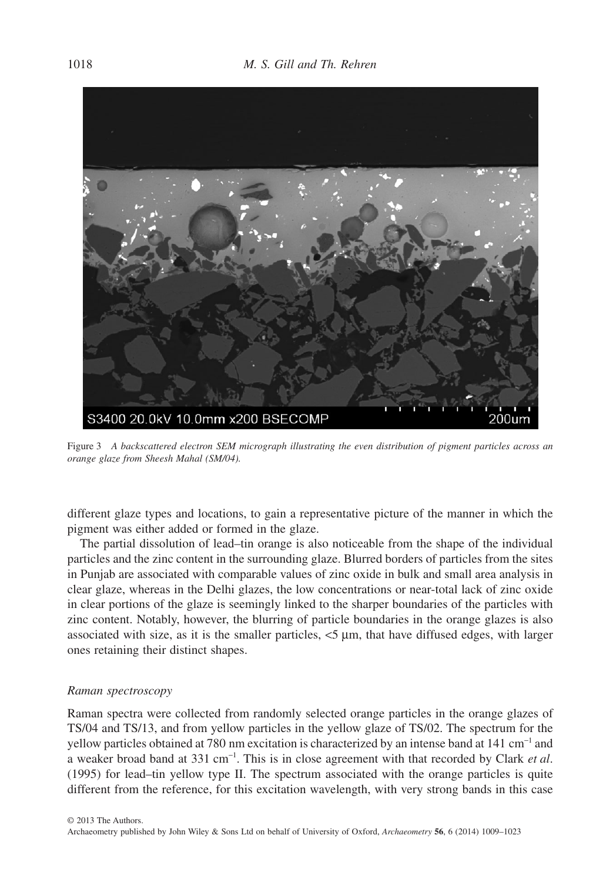S3400 20.0kV 10.0mm x200 BSECOMP

200um

Figure 3 *A backscattered electron SEM micrograph illustrating the even distribution of pigment particles across an orange glaze from Sheesh Mahal (SM/04).*

different glaze types and locations, to gain a representative picture of the manner in which the pigment was either added or formed in the glaze.

The partial dissolution of lead–tin orange is also noticeable from the shape of the individual particles and the zinc content in the surrounding glaze. Blurred borders of particles from the sites in Punjab are associated with comparable values of zinc oxide in bulk and small area analysis in clear glaze, whereas in the Delhi glazes, the low concentrations or near-total lack of zinc oxide in clear portions of the glaze is seemingly linked to the sharper boundaries of the particles with zinc content. Notably, however, the blurring of particle boundaries in the orange glazes is also associated with size, as it is the smaller particles, <5 μm, that have diffused edges, with larger ones retaining their distinct shapes.

### *Raman spectroscopy*

Raman spectra were collected from randomly selected orange particles in the orange glazes of TS/04 and TS/13, and from yellow particles in the yellow glaze of TS/02. The spectrum for the yellow particles obtained at 780 nm excitation is characterized by an intense band at 141 $cm^{-1}$ and a weaker broad band at 331 $cm^{-1}$. This is in close agreement with that recorded by Clark *et al*. (1995) for lead–tin yellow type II. The spectrum associated with the orange particles is quite different from the reference, for this excitation wavelength, with very strong bands in this case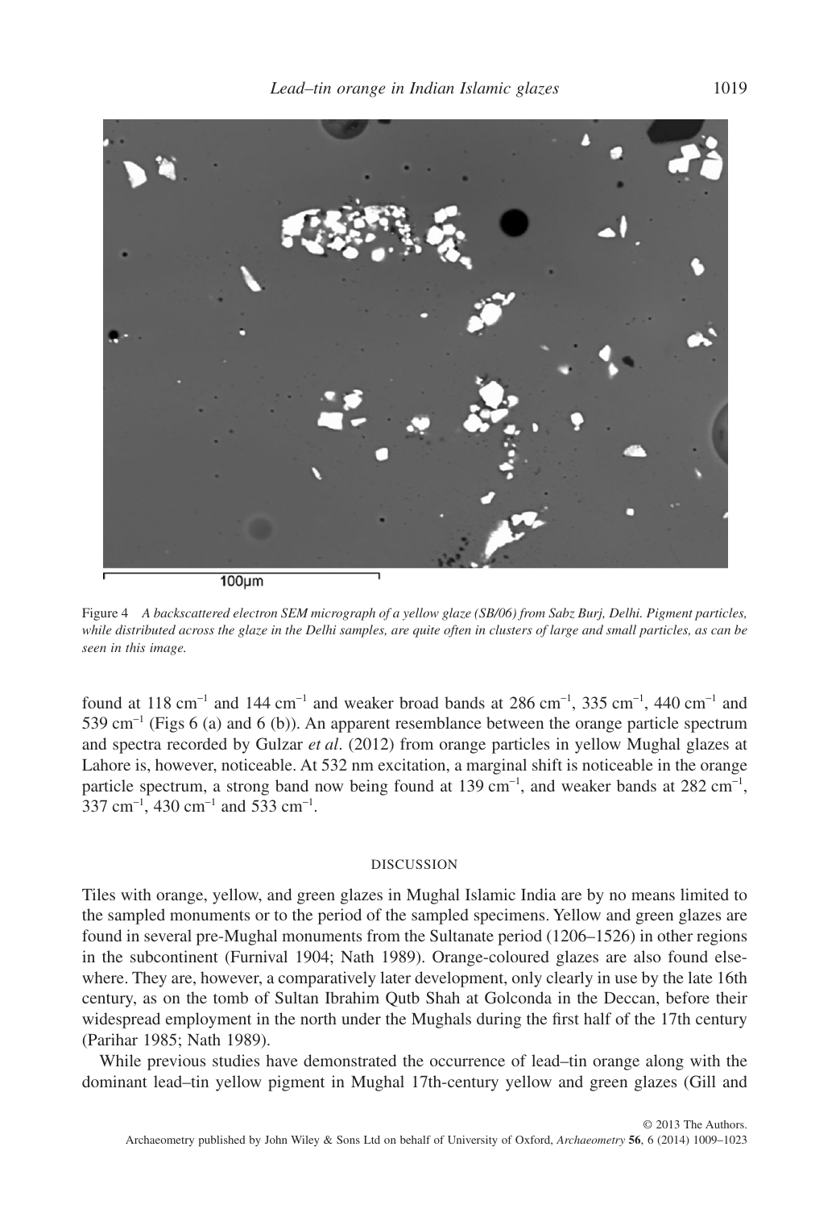100μm

Figure 4 *A backscattered electron SEM micrograph of a yellow glaze (SB/06) from Sabz Burj, Delhi. Pigment particles, while distributed across the glaze in the Delhi samples, are quite often in clusters of large and small particles, as can be seen in this image.*

found at 118 $cm^{-1}$ and 144 $cm^{-1}$ and weaker broad bands at 286 $cm^{-1}$, 335 $cm^{-1}$, 440 $cm^{-1}$ and 539 $cm^{-1}$ (Figs 6 (a) and 6 (b)). An apparent resemblance between the orange particle spectrum and spectra recorded by Gulzar *et al*. (2012) from orange particles in yellow Mughal glazes at Lahore is, however, noticeable. At 532 nm excitation, a marginal shift is noticeable in the orange particle spectrum, a strong band now being found at 139 $cm^{-1}$, and weaker bands at 282 $cm^{-1}$, 337 $cm^{-1}$, 430 $cm^{-1}$ and 533 $cm^{-1}$.

## DISCUSSION

Tiles with orange, yellow, and green glazes in Mughal Islamic India are by no means limited to the sampled monuments or to the period of the sampled specimens. Yellow and green glazes are found in several pre-Mughal monuments from the Sultanate period (1206–1526) in other regions in the subcontinent (Furnival 1904; Nath 1989). Orange-coloured glazes are also found elsewhere. They are, however, a comparatively later development, only clearly in use by the late 16th century, as on the tomb of Sultan Ibrahim Qutb Shah at Golconda in the Deccan, before their widespread employment in the north under the Mughals during the first half of the 17th century (Parihar 1985; Nath 1989).

While previous studies have demonstrated the occurrence of lead–tin orange along with the dominant lead–tin yellow pigment in Mughal 17th-century yellow and green glazes (Gill and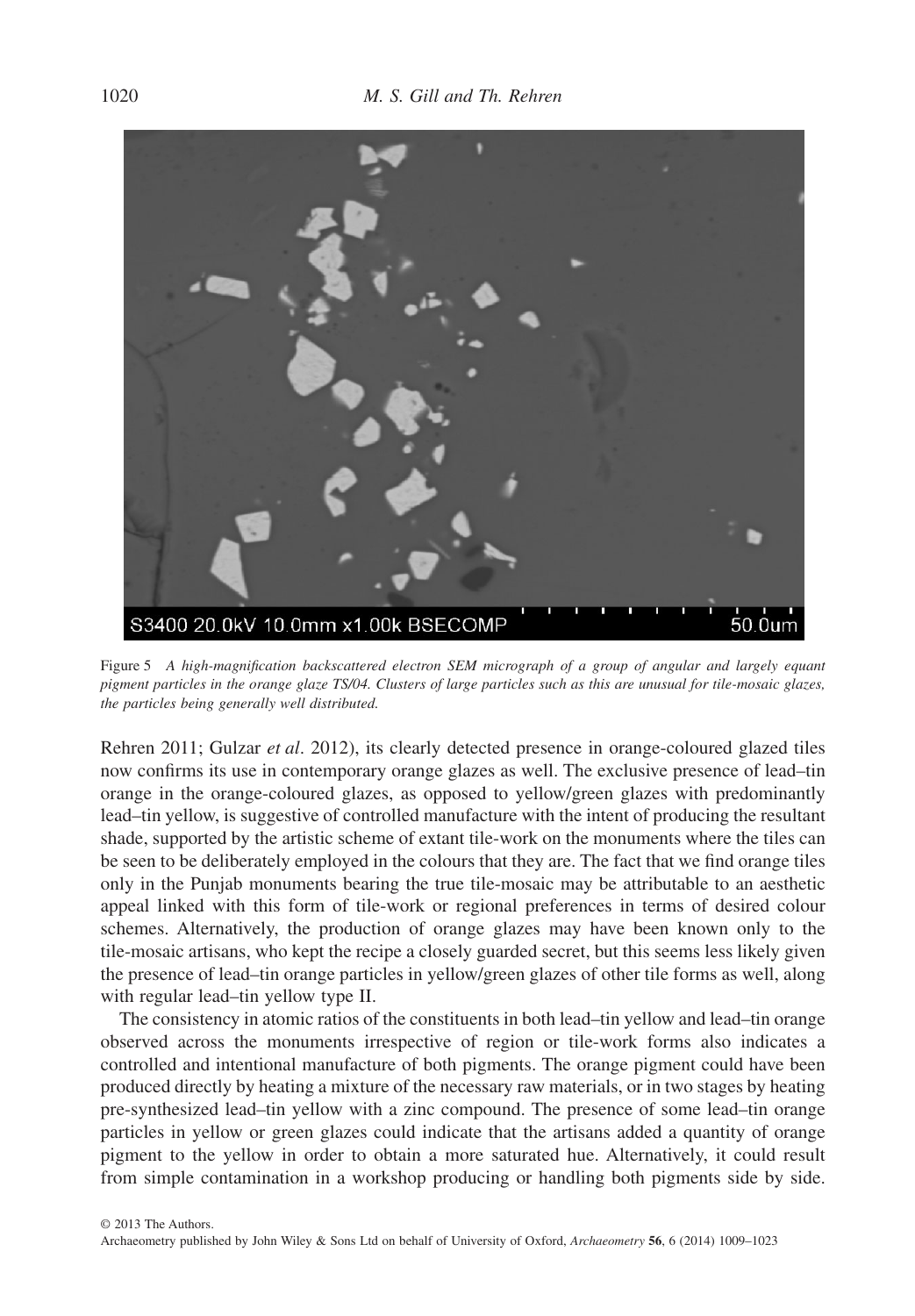Figure 5 *A high-magnification backscattered electron SEM micrograph of a group of angular and largely equant pigment particles in the orange glaze TS/04. Clusters of large particles such as this are unusual for tile-mosaic glazes, the particles being generally well distributed.*

Rehren 2011; Gulzar *et al*. 2012), its clearly detected presence in orange-coloured glazed tiles now confirms its use in contemporary orange glazes as well. The exclusive presence of lead–tin orange in the orange-coloured glazes, as opposed to yellow/green glazes with predominantly lead–tin yellow, is suggestive of controlled manufacture with the intent of producing the resultant shade, supported by the artistic scheme of extant tile-work on the monuments where the tiles can be seen to be deliberately employed in the colours that they are. The fact that we find orange tiles only in the Punjab monuments bearing the true tile-mosaic may be attributable to an aesthetic appeal linked with this form of tile-work or regional preferences in terms of desired colour schemes. Alternatively, the production of orange glazes may have been known only to the tile-mosaic artisans, who kept the recipe a closely guarded secret, but this seems less likely given the presence of lead–tin orange particles in yellow/green glazes of other tile forms as well, along with regular lead–tin yellow type II.

The consistency in atomic ratios of the constituents in both lead–tin yellow and lead–tin orange observed across the monuments irrespective of region or tile-work forms also indicates a controlled and intentional manufacture of both pigments. The orange pigment could have been produced directly by heating a mixture of the necessary raw materials, or in two stages by heating pre-synthesized lead–tin yellow with a zinc compound. The presence of some lead–tin orange particles in yellow or green glazes could indicate that the artisans added a quantity of orange pigment to the yellow in order to obtain a more saturated hue. Alternatively, it could result from simple contamination in a workshop producing or handling both pigments side by side.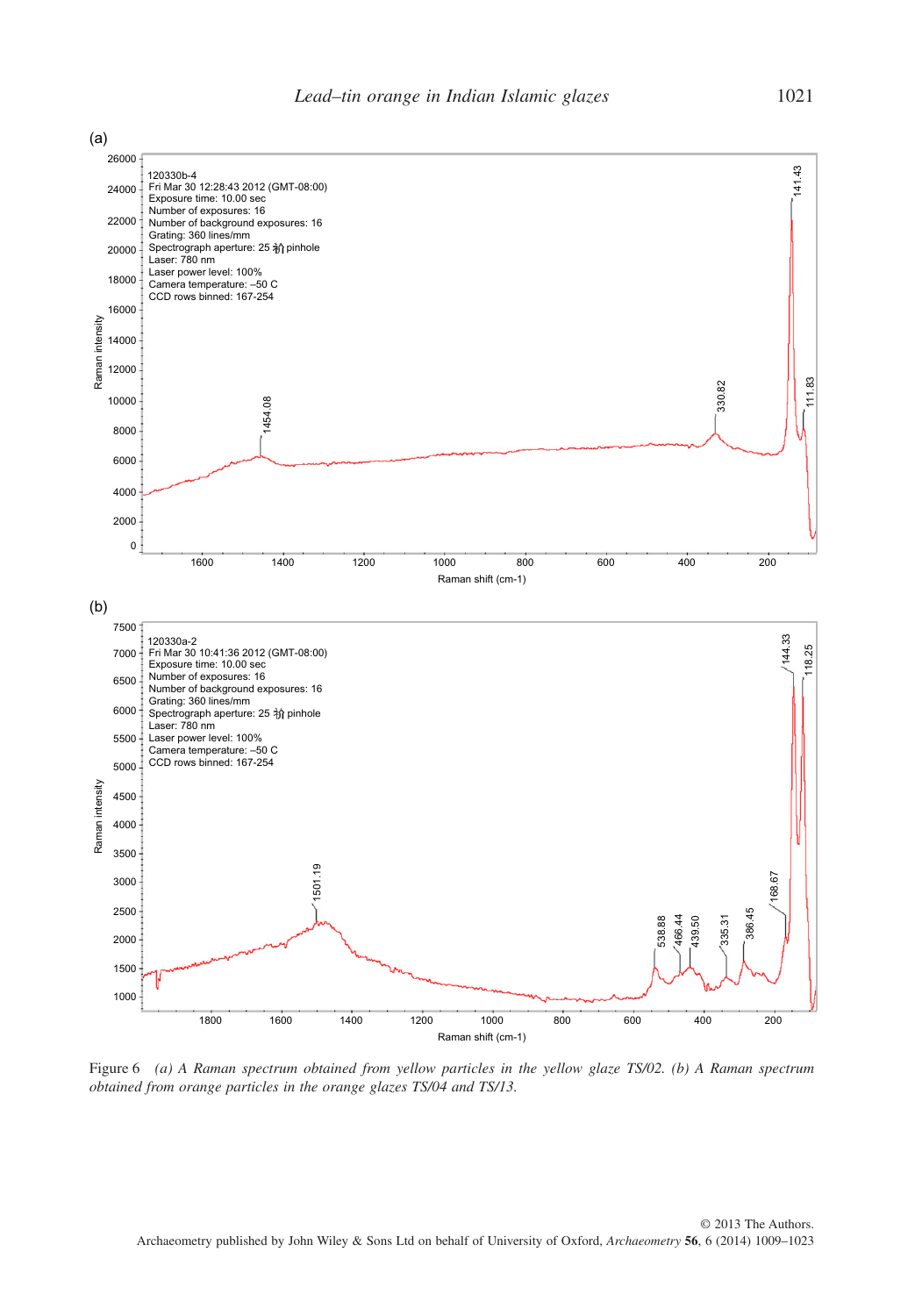(a)

120330b-4
Fri Mar 30 12:28:43 2012 (GMT-08:00)
Exposure time: 10.00 sec
Number of exposures: 16
Number of background exposures: 16
Grating: 360 lines/mm
Spectrograph aperture: 25 祄 pinhole
Laser: 780 nm
Laser power level: 100%
Camera temperature: –50 C
CCD rows binned: 167-254

1454.08
330.82
141.43
111.83

Raman intensity
0
2000
4000
6000
8000
10000
12000
14000
16000
18000
20000
22000
24000
26000

1600
1400
1200
1000
800
600
400
200
Raman shift (cm-1)

(b)

120330a-2
Fri Mar 30 10:41:36 2012 (GMT-08:00)
Exposure time: 10.00 sec
Number of exposures: 16
Number of background exposures: 16
Grating: 360 lines/mm
Spectrograph aperture: 25 祄 pinhole
Laser: 780 nm
Laser power level: 100%
Camera temperature: –50 C
CCD rows binned: 167-254

1501.19
538.88
466.44
439.50
335.31
386.45
168.67
144.33
118.25

Raman intensity
1000
1500
2000
2500
3000
3500
4000
4500
5000
5500
6000
6500
7000
7500

1800
1600
1400
1200
1000
800
600
400
200
Raman shift (cm-1)

Figure 6 *(a) A Raman spectrum obtained from yellow particles in the yellow glaze TS/02. (b) A Raman spectrum obtained from orange particles in the orange glazes TS/04 and TS/13.*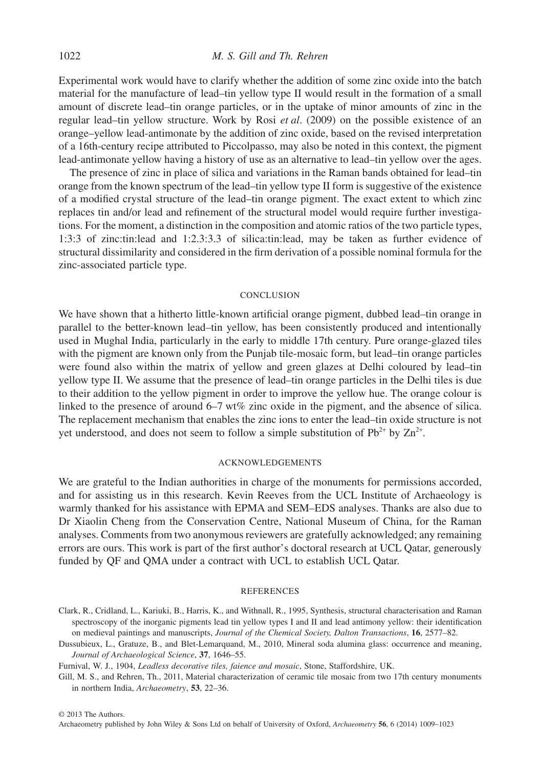Experimental work would have to clarify whether the addition of some zinc oxide into the batch material for the manufacture of lead–tin yellow type II would result in the formation of a small amount of discrete lead–tin orange particles, or in the uptake of minor amounts of zinc in the regular lead–tin yellow structure. Work by Rosi *et al*. (2009) on the possible existence of an orange–yellow lead-antimonate by the addition of zinc oxide, based on the revised interpretation of a 16th-century recipe attributed to Piccolpasso, may also be noted in this context, the pigment lead-antimonate yellow having a history of use as an alternative to lead–tin yellow over the ages.

The presence of zinc in place of silica and variations in the Raman bands obtained for lead–tin orange from the known spectrum of the lead–tin yellow type II form is suggestive of the existence of a modified crystal structure of the lead–tin orange pigment. The exact extent to which zinc replaces tin and/or lead and refinement of the structural model would require further investigations. For the moment, a distinction in the composition and atomic ratios of the two particle types, 1:3:3 of zinc:tin:lead and 1:2.3:3.3 of silica:tin:lead, may be taken as further evidence of structural dissimilarity and considered in the firm derivation of a possible nominal formula for the zinc-associated particle type.

## CONCLUSION

We have shown that a hitherto little-known artificial orange pigment, dubbed lead–tin orange in parallel to the better-known lead–tin yellow, has been consistently produced and intentionally used in Mughal India, particularly in the early to middle 17th century. Pure orange-glazed tiles with the pigment are known only from the Punjab tile-mosaic form, but lead–tin orange particles were found also within the matrix of yellow and green glazes at Delhi coloured by lead–tin yellow type II. We assume that the presence of lead–tin orange particles in the Delhi tiles is due to their addition to the yellow pigment in order to improve the yellow hue. The orange colour is linked to the presence of around 6–7 wt% zinc oxide in the pigment, and the absence of silica. The replacement mechanism that enables the zinc ions to enter the lead–tin oxide structure is not yet understood, and does not seem to follow a simple substitution of $Pb^{2+}$ by $Zn^{2+}$.

## ACKNOWLEDGEMENTS

We are grateful to the Indian authorities in charge of the monuments for permissions accorded, and for assisting us in this research. Kevin Reeves from the UCL Institute of Archaeology is warmly thanked for his assistance with EPMA and SEM–EDS analyses. Thanks are also due to Dr Xiaolin Cheng from the Conservation Centre, National Museum of China, for the Raman analyses. Comments from two anonymous reviewers are gratefully acknowledged; any remaining errors are ours. This work is part of the first author's doctoral research at UCL Qatar, generously funded by QF and QMA under a contract with UCL to establish UCL Qatar.

## REFERENCES

Clark, R., Cridland, L., Kariuki, B., Harris, K., and Withnall, R., 1995, Synthesis, structural characterisation and Raman spectroscopy of the inorganic pigments lead tin yellow types I and II and lead antimony yellow: their identification on medieval paintings and manuscripts, *Journal of the Chemical Society, Dalton Transactions*, **16**, 2577–82.

Dussubieux, L., Gratuze, B., and Blet-Lemarquand, M., 2010, Mineral soda alumina glass: occurrence and meaning, *Journal of Archaeological Science*, **37**, 1646–55.

Furnival, W. J., 1904, *Leadless decorative tiles, faience and mosaic*, Stone, Staffordshire, UK.

Gill, M. S., and Rehren, Th., 2011, Material characterization of ceramic tile mosaic from two 17th century monuments in northern India, *Archaeometry*, **53**, 22–36.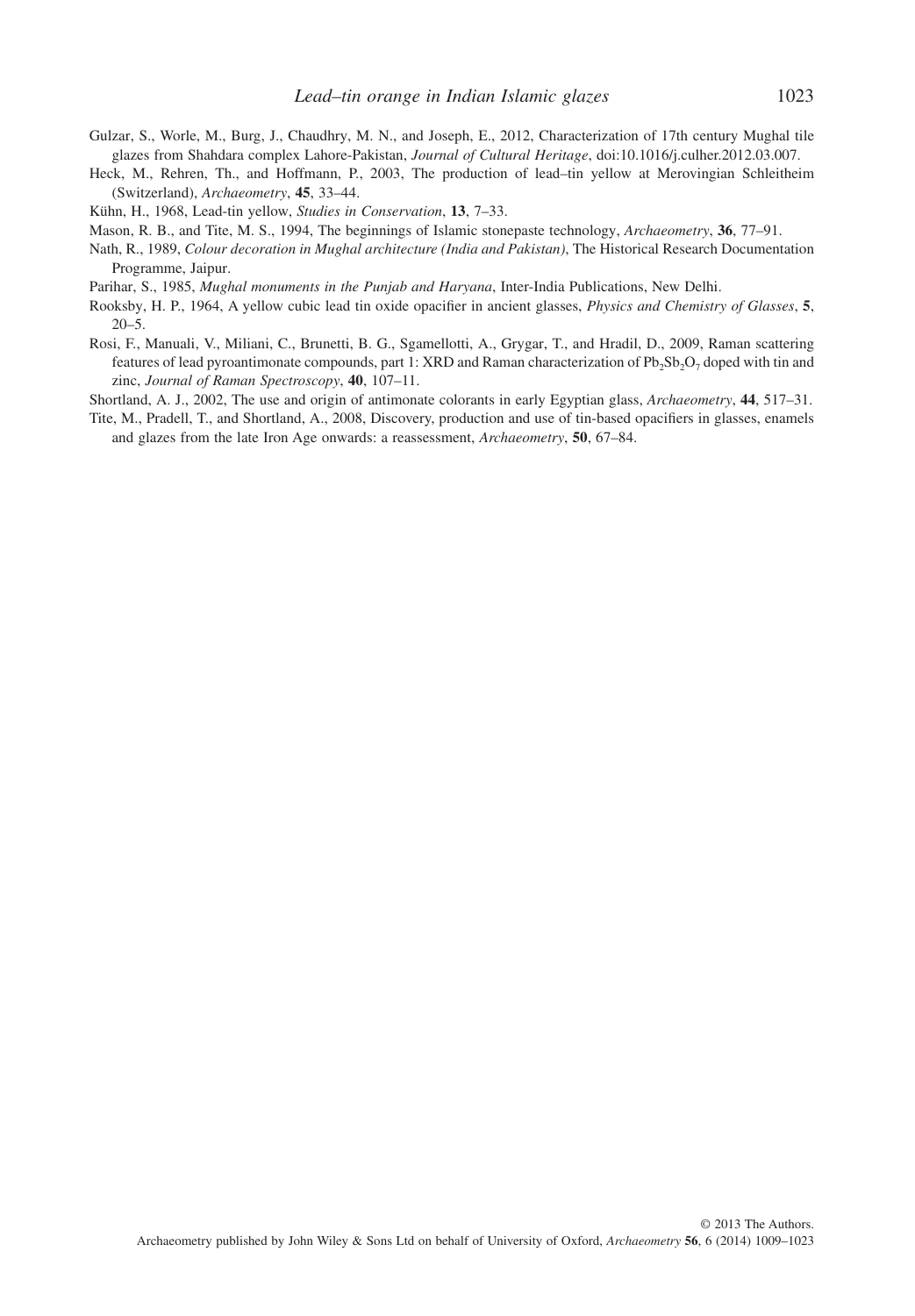Gulzar, S., Worle, M., Burg, J., Chaudhry, M. N., and Joseph, E., 2012, Characterization of 17th century Mughal tile glazes from Shahdara complex Lahore-Pakistan, *Journal of Cultural Heritage*, doi:10.1016/j.culher.2012.03.007.

Heck, M., Rehren, Th., and Hoffmann, P., 2003, The production of lead–tin yellow at Merovingian Schleitheim (Switzerland), *Archaeometry*, **45**, 33–44.

Kühn, H., 1968, Lead-tin yellow, *Studies in Conservation*, **13**, 7–33.

Mason, R. B., and Tite, M. S., 1994, The beginnings of Islamic stonepaste technology, *Archaeometry*, **36**, 77–91.

Nath, R., 1989, *Colour decoration in Mughal architecture (India and Pakistan)*, The Historical Research Documentation Programme, Jaipur.

Parihar, S., 1985, *Mughal monuments in the Punjab and Haryana*, Inter-India Publications, New Delhi.

Rooksby, H. P., 1964, A yellow cubic lead tin oxide opacifier in ancient glasses, *Physics and Chemistry of Glasses*, **5**, 20–5.

Rosi, F., Manuali, V., Miliani, C., Brunetti, B. G., Sgamellotti, A., Grygar, T., and Hradil, D., 2009, Raman scattering features of lead pyroantimonate compounds, part 1: XRD and Raman characterization of $Pb_2Sb_2O_7$ doped with tin and zinc, *Journal of Raman Spectroscopy*, **40**, 107–11.

Shortland, A. J., 2002, The use and origin of antimonate colorants in early Egyptian glass, *Archaeometry*, **44**, 517–31.

Tite, M., Pradell, T., and Shortland, A., 2008, Discovery, production and use of tin-based opacifiers in glasses, enamels and glazes from the late Iron Age onwards: a reassessment, *Archaeometry*, **50**, 67–84.